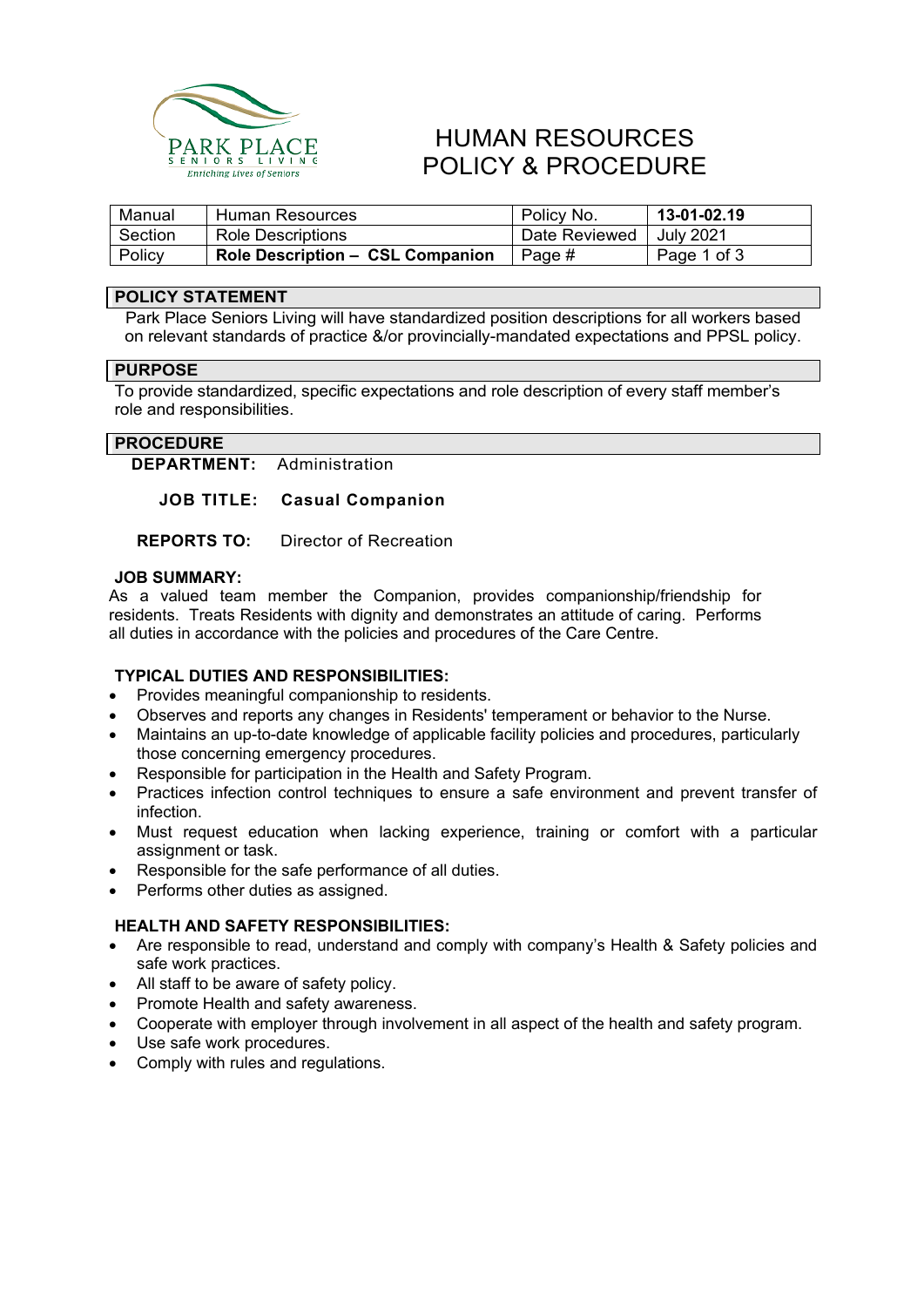PARK PLACE SENIORS LIVING
*Enriching Lives of Seniors*

# HUMAN RESOURCES POLICY & PROCEDURE

| Manual | Human Resources | Policy No. | **13-01-02.19** |
|---|---|---|---|
| Section | Role Descriptions | Date Reviewed | July 2021 |
| Policy | **Role Description – CSL Companion** | Page # | Page 1 of 3 |

## POLICY STATEMENT

Park Place Seniors Living will have standardized position descriptions for all workers based on relevant standards of practice &/or provincially-mandated expectations and PPSL policy.

## PURPOSE

To provide standardized, specific expectations and role description of every staff member's role and responsibilities.

## PROCEDURE

**DEPARTMENT:** Administration

**JOB TITLE:** **Casual Companion**

**REPORTS TO:** Director of Recreation

### JOB SUMMARY:

As a valued team member the Companion, provides companionship/friendship for residents. Treats Residents with dignity and demonstrates an attitude of caring. Performs all duties in accordance with the policies and procedures of the Care Centre.

### TYPICAL DUTIES AND RESPONSIBILITIES:

- Provides meaningful companionship to residents.
- Observes and reports any changes in Residents' temperament or behavior to the Nurse.
- Maintains an up-to-date knowledge of applicable facility policies and procedures, particularly those concerning emergency procedures.
- Responsible for participation in the Health and Safety Program.
- Practices infection control techniques to ensure a safe environment and prevent transfer of infection.
- Must request education when lacking experience, training or comfort with a particular assignment or task.
- Responsible for the safe performance of all duties.
- Performs other duties as assigned.

### HEALTH AND SAFETY RESPONSIBILITIES:

- Are responsible to read, understand and comply with company's Health & Safety policies and safe work practices.
- All staff to be aware of safety policy.
- Promote Health and safety awareness.
- Cooperate with employer through involvement in all aspect of the health and safety program.
- Use safe work procedures.
- Comply with rules and regulations.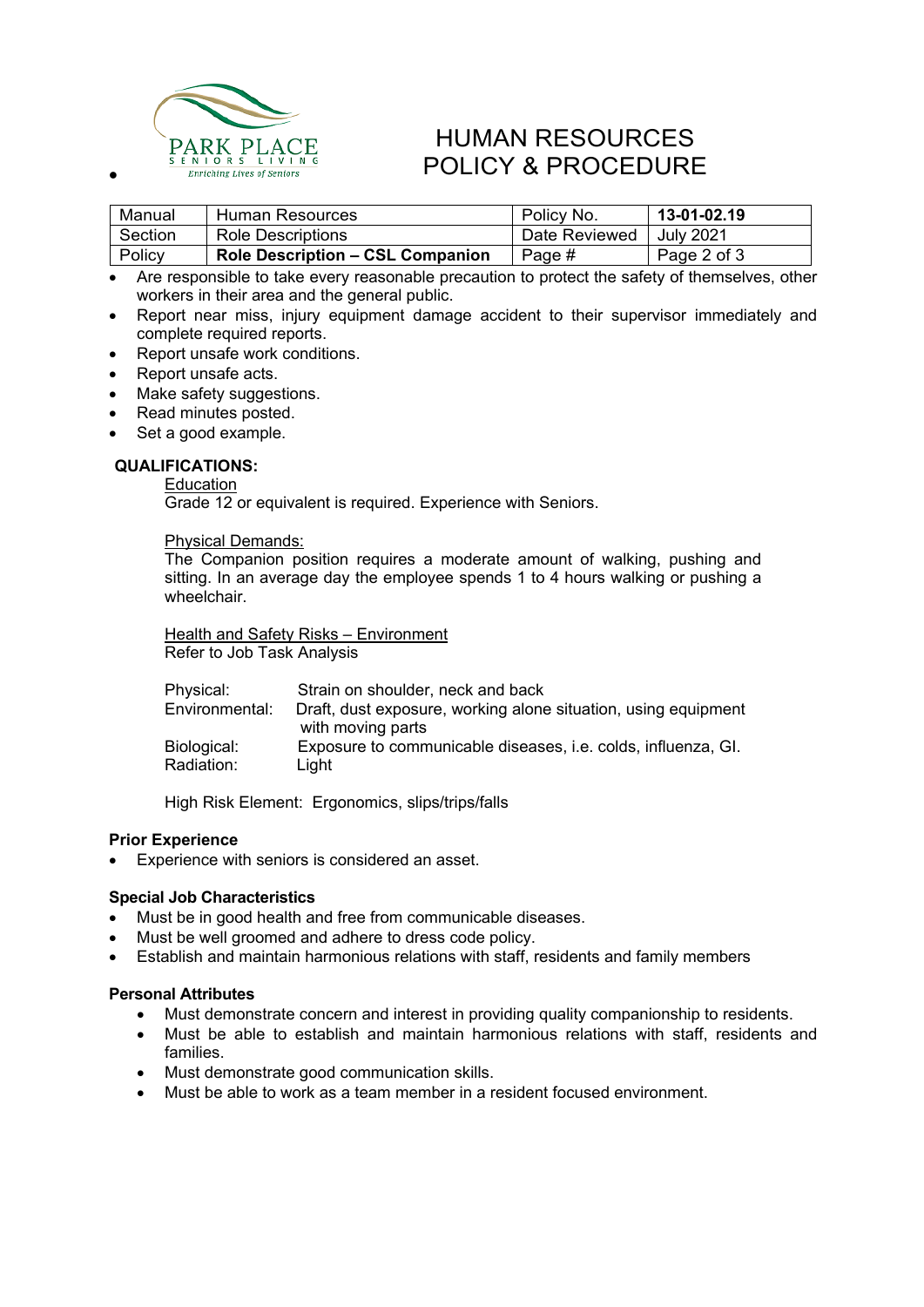# HUMAN RESOURCES POLICY & PROCEDURE

| Manual | Human Resources | Policy No. | **13-01-02.19** |
|---|---|---|---|
| Section | Role Descriptions | Date Reviewed | July 2021 |
| Policy | **Role Description – CSL Companion** | Page # | Page 2 of 3 |

- Are responsible to take every reasonable precaution to protect the safety of themselves, other workers in their area and the general public.
- Report near miss, injury equipment damage accident to their supervisor immediately and complete required reports.
- Report unsafe work conditions.
- Report unsafe acts.
- Make safety suggestions.
- Read minutes posted.
- Set a good example.

**QUALIFICATIONS:**

Education

Grade 12 or equivalent is required. Experience with Seniors.

Physical Demands:

The Companion position requires a moderate amount of walking, pushing and sitting. In an average day the employee spends 1 to 4 hours walking or pushing a wheelchair.

Health and Safety Risks – Environment

Refer to Job Task Analysis

Physical: Strain on shoulder, neck and back

Environmental: Draft, dust exposure, working alone situation, using equipment with moving parts

Biological: Exposure to communicable diseases, i.e. colds, influenza, GI.

Radiation: Light

High Risk Element: Ergonomics, slips/trips/falls

**Prior Experience**

- Experience with seniors is considered an asset.

**Special Job Characteristics**

- Must be in good health and free from communicable diseases.
- Must be well groomed and adhere to dress code policy.
- Establish and maintain harmonious relations with staff, residents and family members

**Personal Attributes**

- Must demonstrate concern and interest in providing quality companionship to residents.
- Must be able to establish and maintain harmonious relations with staff, residents and families.
- Must demonstrate good communication skills.
- Must be able to work as a team member in a resident focused environment.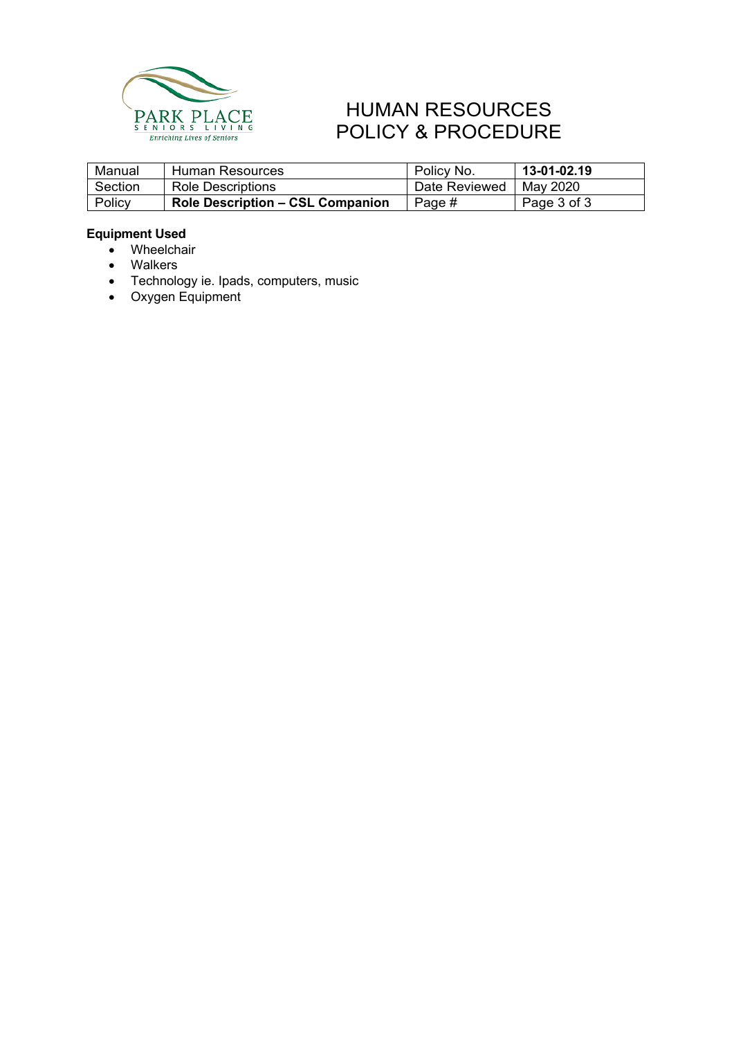# HUMAN RESOURCES
# POLICY & PROCEDURE

| Manual | Human Resources | Policy No. | **13-01-02.19** |
|---|---|---|---|
| Section | Role Descriptions | Date Reviewed | May 2020 |
| Policy | **Role Description – CSL Companion** | Page # | Page 3 of 3 |

**Equipment Used**

- Wheelchair
- Walkers
- Technology ie. Ipads, computers, music
- Oxygen Equipment